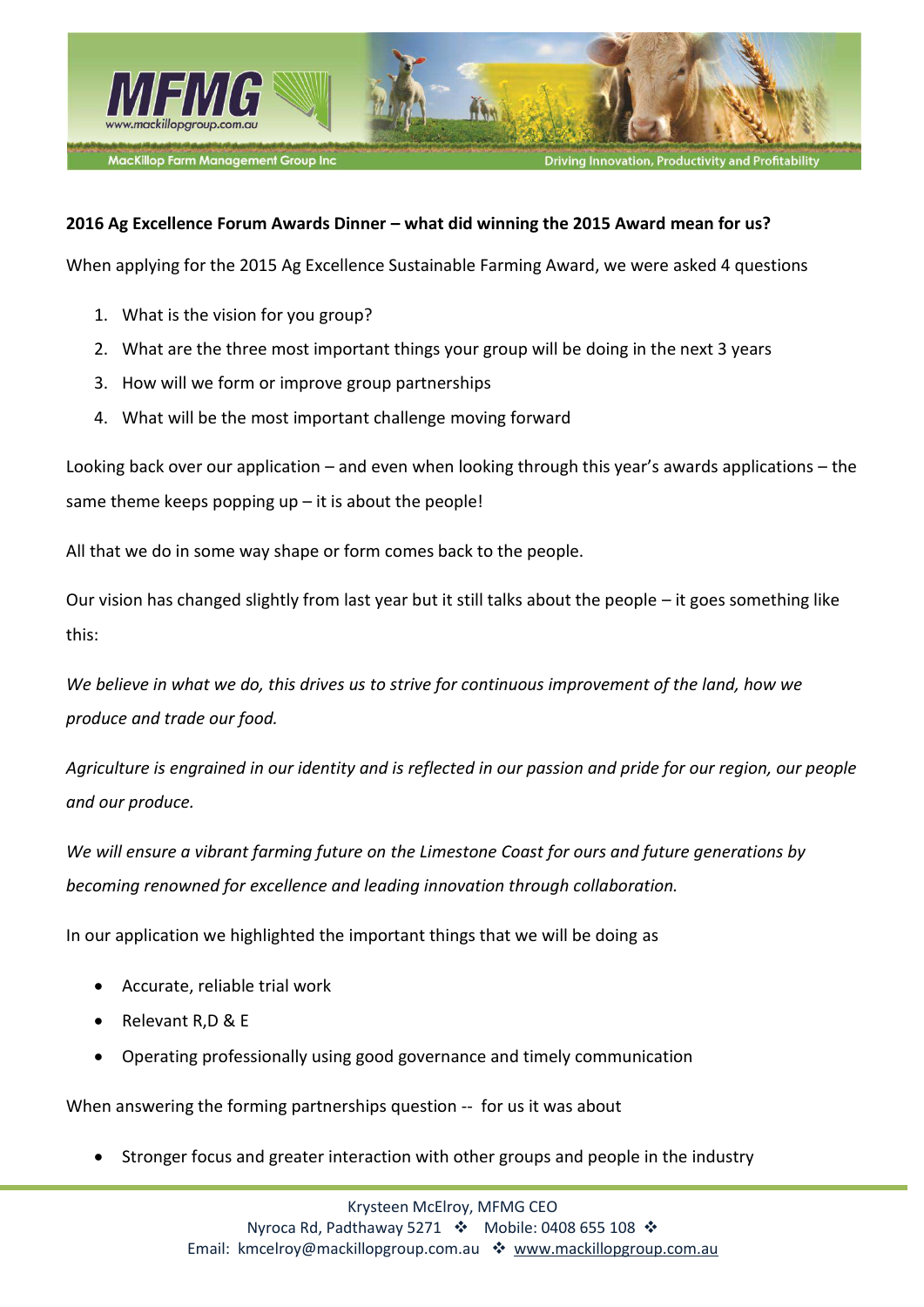**2016 Ag Excellence Forum Awards Dinner – what did winning the 2015 Award mean for us?**

When applying for the 2015 Ag Excellence Sustainable Farming Award, we were asked 4 questions

1. What is the vision for you group?
2. What are the three most important things your group will be doing in the next 3 years
3. How will we form or improve group partnerships
4. What will be the most important challenge moving forward

Looking back over our application – and even when looking through this year's awards applications – the same theme keeps popping up – it is about the people!

All that we do in some way shape or form comes back to the people.

Our vision has changed slightly from last year but it still talks about the people – it goes something like this:

*We believe in what we do, this drives us to strive for continuous improvement of the land, how we produce and trade our food.*

*Agriculture is engrained in our identity and is reflected in our passion and pride for our region, our people and our produce.*

*We will ensure a vibrant farming future on the Limestone Coast for ours and future generations by becoming renowned for excellence and leading innovation through collaboration.*

In our application we highlighted the important things that we will be doing as

- Accurate, reliable trial work
- Relevant R,D & E
- Operating professionally using good governance and timely communication

When answering the forming partnerships question -- for us it was about

- Stronger focus and greater interaction with other groups and people in the industry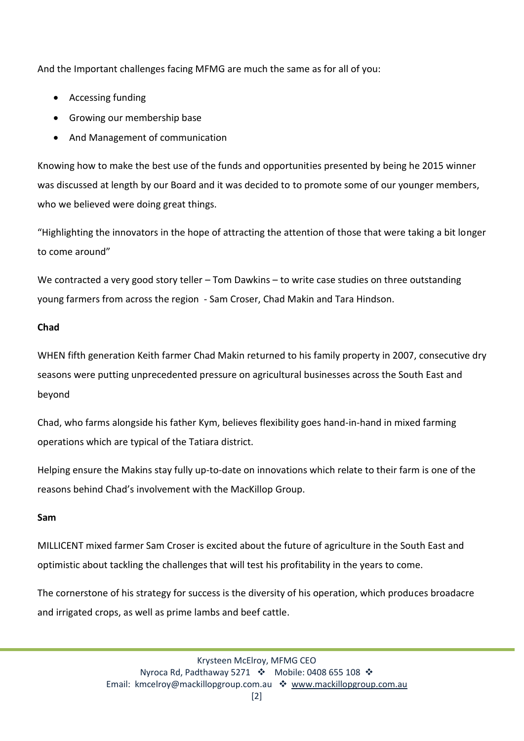And the Important challenges facing MFMG are much the same as for all of you:

- Accessing funding
- Growing our membership base
- And Management of communication

Knowing how to make the best use of the funds and opportunities presented by being he 2015 winner was discussed at length by our Board and it was decided to to promote some of our younger members, who we believed were doing great things.

"Highlighting the innovators in the hope of attracting the attention of those that were taking a bit longer to come around"

We contracted a very good story teller – Tom Dawkins – to write case studies on three outstanding young farmers from across the region - Sam Croser, Chad Makin and Tara Hindson.

**Chad**

WHEN fifth generation Keith farmer Chad Makin returned to his family property in 2007, consecutive dry seasons were putting unprecedented pressure on agricultural businesses across the South East and beyond

Chad, who farms alongside his father Kym, believes flexibility goes hand-in-hand in mixed farming operations which are typical of the Tatiara district.

Helping ensure the Makins stay fully up-to-date on innovations which relate to their farm is one of the reasons behind Chad's involvement with the MacKillop Group.

**Sam**

MILLICENT mixed farmer Sam Croser is excited about the future of agriculture in the South East and optimistic about tackling the challenges that will test his profitability in the years to come.

The cornerstone of his strategy for success is the diversity of his operation, which produces broadacre and irrigated crops, as well as prime lambs and beef cattle.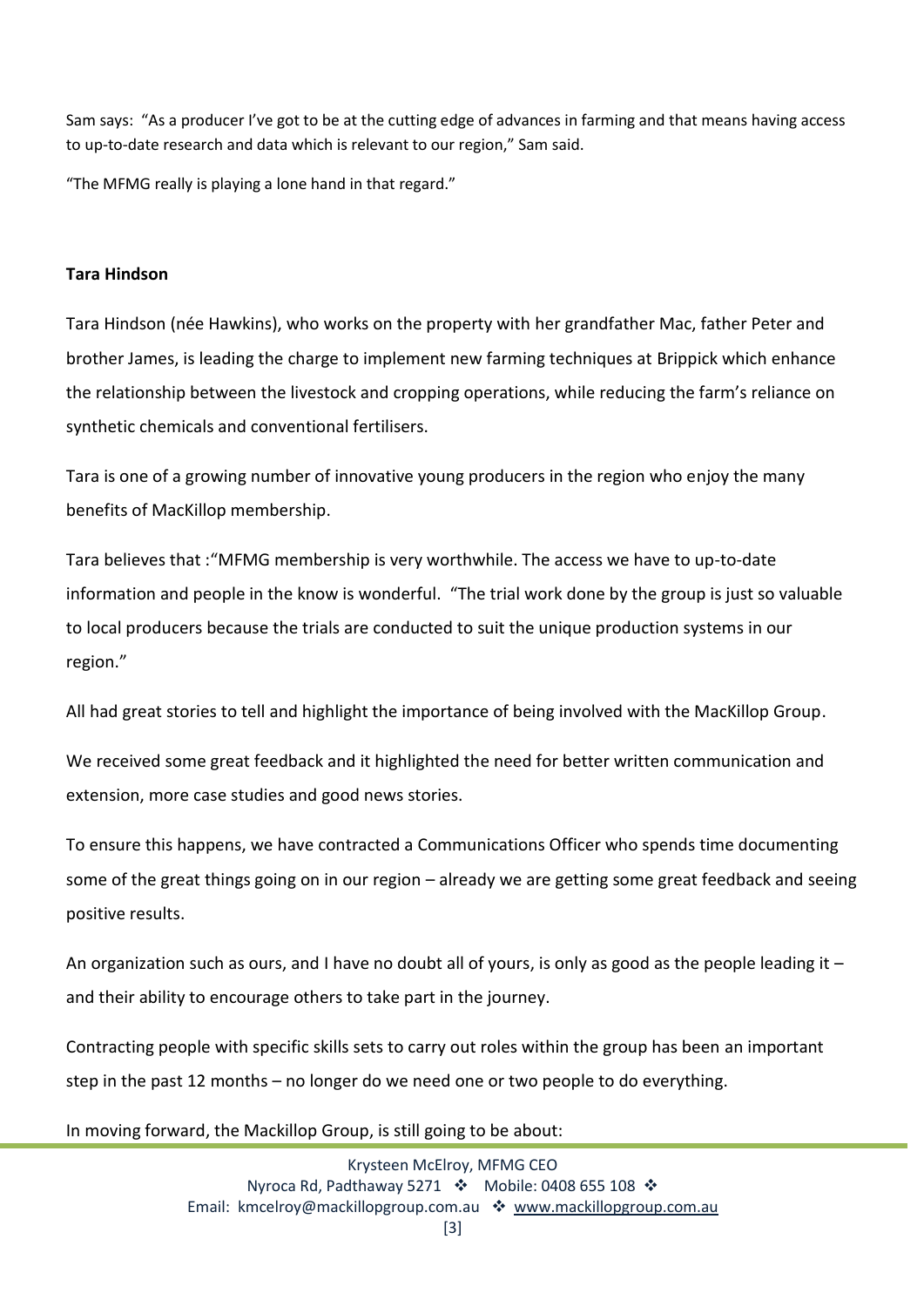Sam says: "As a producer I've got to be at the cutting edge of advances in farming and that means having access to up-to-date research and data which is relevant to our region," Sam said.

"The MFMG really is playing a lone hand in that regard."

**Tara Hindson**

Tara Hindson (née Hawkins), who works on the property with her grandfather Mac, father Peter and brother James, is leading the charge to implement new farming techniques at Brippick which enhance the relationship between the livestock and cropping operations, while reducing the farm's reliance on synthetic chemicals and conventional fertilisers.

Tara is one of a growing number of innovative young producers in the region who enjoy the many benefits of MacKillop membership.

Tara believes that :"MFMG membership is very worthwhile. The access we have to up-to-date information and people in the know is wonderful. "The trial work done by the group is just so valuable to local producers because the trials are conducted to suit the unique production systems in our region."

All had great stories to tell and highlight the importance of being involved with the MacKillop Group.

We received some great feedback and it highlighted the need for better written communication and extension, more case studies and good news stories.

To ensure this happens, we have contracted a Communications Officer who spends time documenting some of the great things going on in our region – already we are getting some great feedback and seeing positive results.

An organization such as ours, and I have no doubt all of yours, is only as good as the people leading it – and their ability to encourage others to take part in the journey.

Contracting people with specific skills sets to carry out roles within the group has been an important step in the past 12 months – no longer do we need one or two people to do everything.

In moving forward, the Mackillop Group, is still going to be about: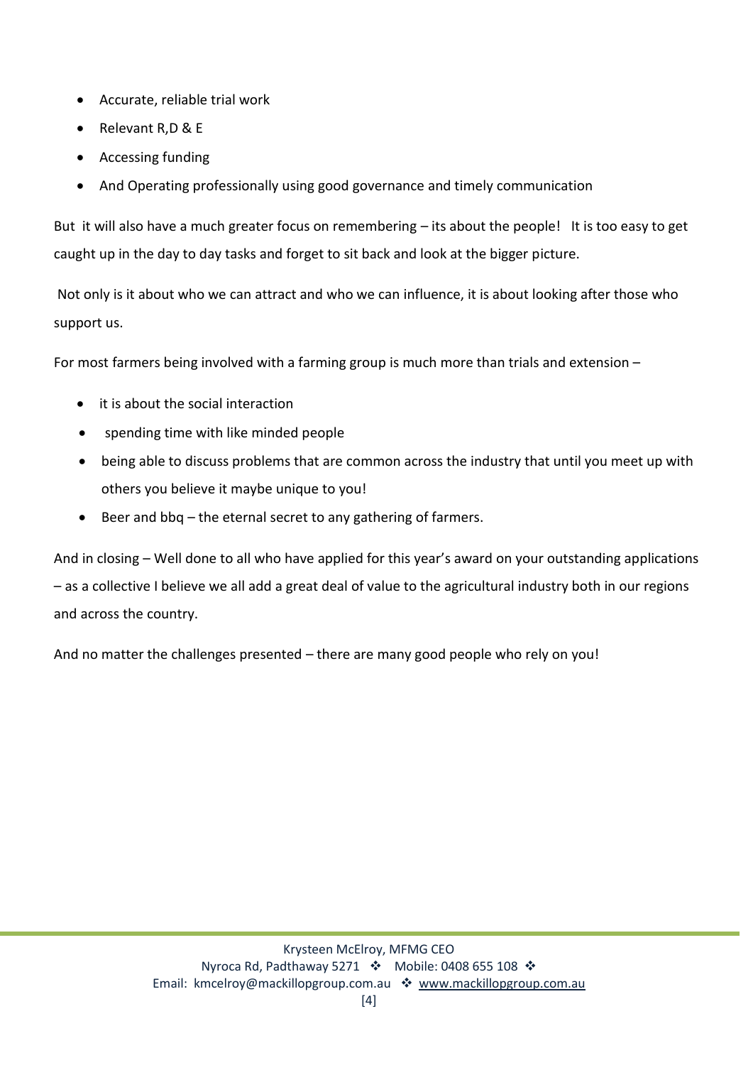- Accurate, reliable trial work
- Relevant R,D & E
- Accessing funding
- And Operating professionally using good governance and timely communication

But it will also have a much greater focus on remembering – its about the people! It is too easy to get caught up in the day to day tasks and forget to sit back and look at the bigger picture.

Not only is it about who we can attract and who we can influence, it is about looking after those who support us.

For most farmers being involved with a farming group is much more than trials and extension –

- it is about the social interaction
- spending time with like minded people
- being able to discuss problems that are common across the industry that until you meet up with others you believe it maybe unique to you!
- Beer and bbq – the eternal secret to any gathering of farmers.

And in closing – Well done to all who have applied for this year's award on your outstanding applications – as a collective I believe we all add a great deal of value to the agricultural industry both in our regions and across the country.

And no matter the challenges presented – there are many good people who rely on you!